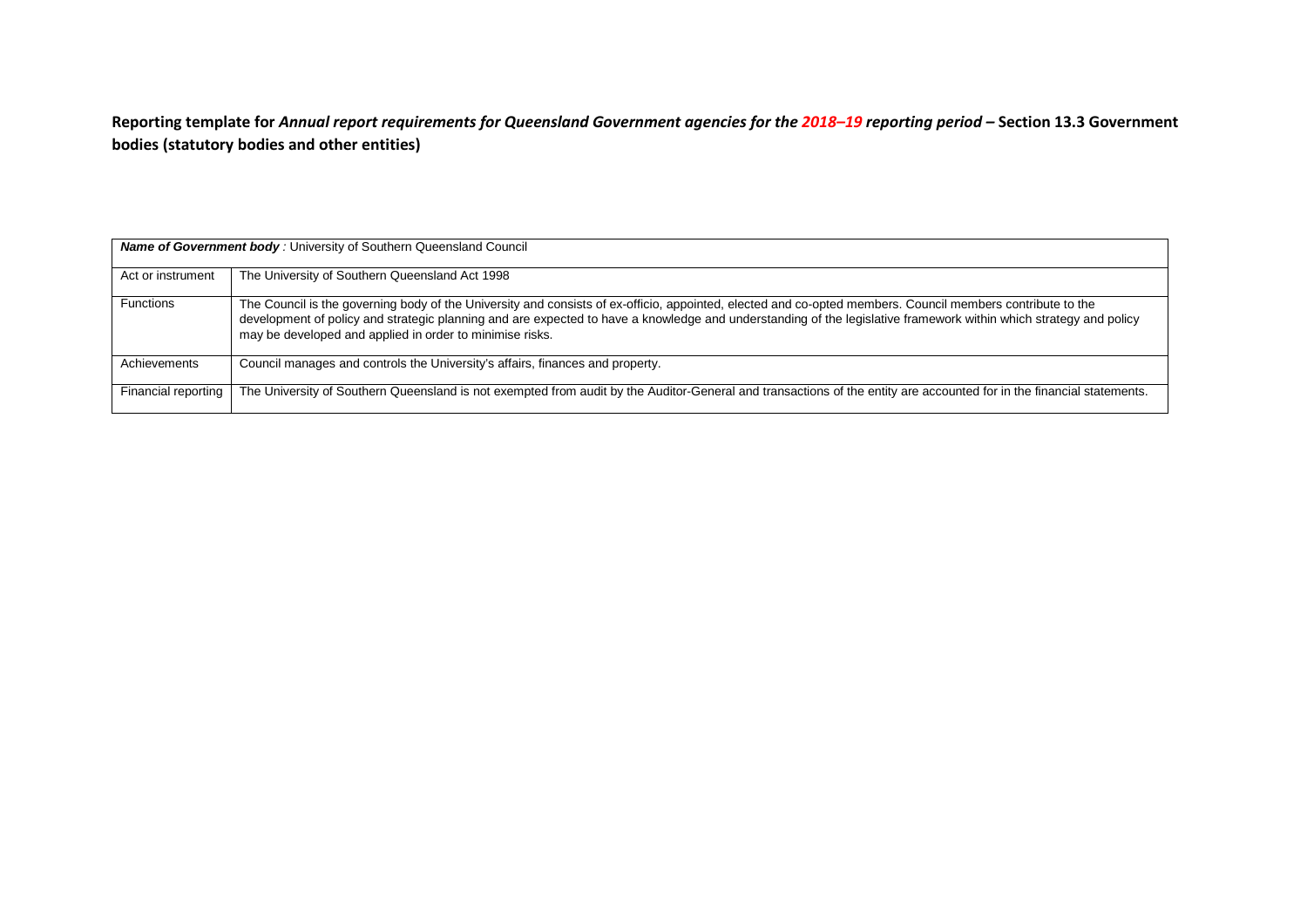**Reporting template for *Annual report requirements for Queensland Government agencies for the 2018–19 reporting period* – Section 13.3 Government bodies (statutory bodies and other entities)**

| ***Name of Government body*** : University of Southern Queensland Council | |
|---|---|
| Act or instrument | The University of Southern Queensland Act 1998 |
| Functions | The Council is the governing body of the University and consists of ex-officio, appointed, elected and co-opted members. Council members contribute to the development of policy and strategic planning and are expected to have a knowledge and understanding of the legislative framework within which strategy and policy may be developed and applied in order to minimise risks. |
| Achievements | Council manages and controls the University's affairs, finances and property. |
| Financial reporting | The University of Southern Queensland is not exempted from audit by the Auditor-General and transactions of the entity are accounted for in the financial statements. |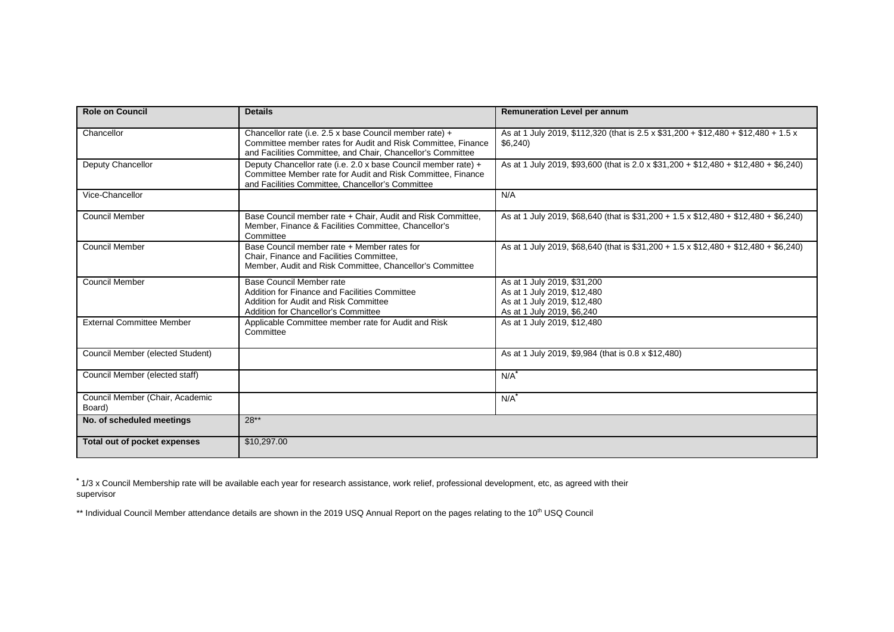| Role on Council | Details | Remuneration Level per annum |
| --- | --- | --- |
| Chancellor | Chancellor rate (i.e. 2.5 x base Council member rate) + Committee member rates for Audit and Risk Committee, Finance and Facilities Committee, and Chair, Chancellor's Committee | As at 1 July 2019, $112,320 (that is 2.5 x $31,200 + $12,480 + $12,480 + 1.5 x $6,240) |
| Deputy Chancellor | Deputy Chancellor rate (i.e. 2.0 x base Council member rate) + Committee Member rate for Audit and Risk Committee, Finance and Facilities Committee, Chancellor's Committee | As at 1 July 2019, $93,600 (that is 2.0 x $31,200 + $12,480 + $12,480 + $6,240) |
| Vice-Chancellor | | N/A |
| Council Member | Base Council member rate + Chair, Audit and Risk Committee, Member, Finance & Facilities Committee, Chancellor's Committee | As at 1 July 2019, $68,640 (that is $31,200 + 1.5 x $12,480 + $12,480 + $6,240) |
| Council Member | Base Council member rate + Member rates for Chair, Finance and Facilities Committee, Member, Audit and Risk Committee, Chancellor's Committee | As at 1 July 2019, $68,640 (that is $31,200 + 1.5 x $12,480 + $12,480 + $6,240) |
| Council Member | Base Council Member rate<br>Addition for Finance and Facilities Committee<br>Addition for Audit and Risk Committee<br>Addition for Chancellor's Committee | As at 1 July 2019, $31,200<br>As at 1 July 2019, $12,480<br>As at 1 July 2019, $12,480<br>As at 1 July 2019, $6,240 |
| External Committee Member | Applicable Committee member rate for Audit and Risk Committee | As at 1 July 2019, $12,480 |
| Council Member (elected Student) | | As at 1 July 2019, $9,984 (that is 0.8 x $12,480) |
| Council Member (elected staff) | | N/A* |
| Council Member (Chair, Academic Board) | | N/A* |
| **No. of scheduled meetings** | 28** | |
| **Total out of pocket expenses** | $10,297.00 | |

* 1/3 x Council Membership rate will be available each year for research assistance, work relief, professional development, etc, as agreed with their supervisor

** Individual Council Member attendance details are shown in the 2019 USQ Annual Report on the pages relating to the 10th USQ Council